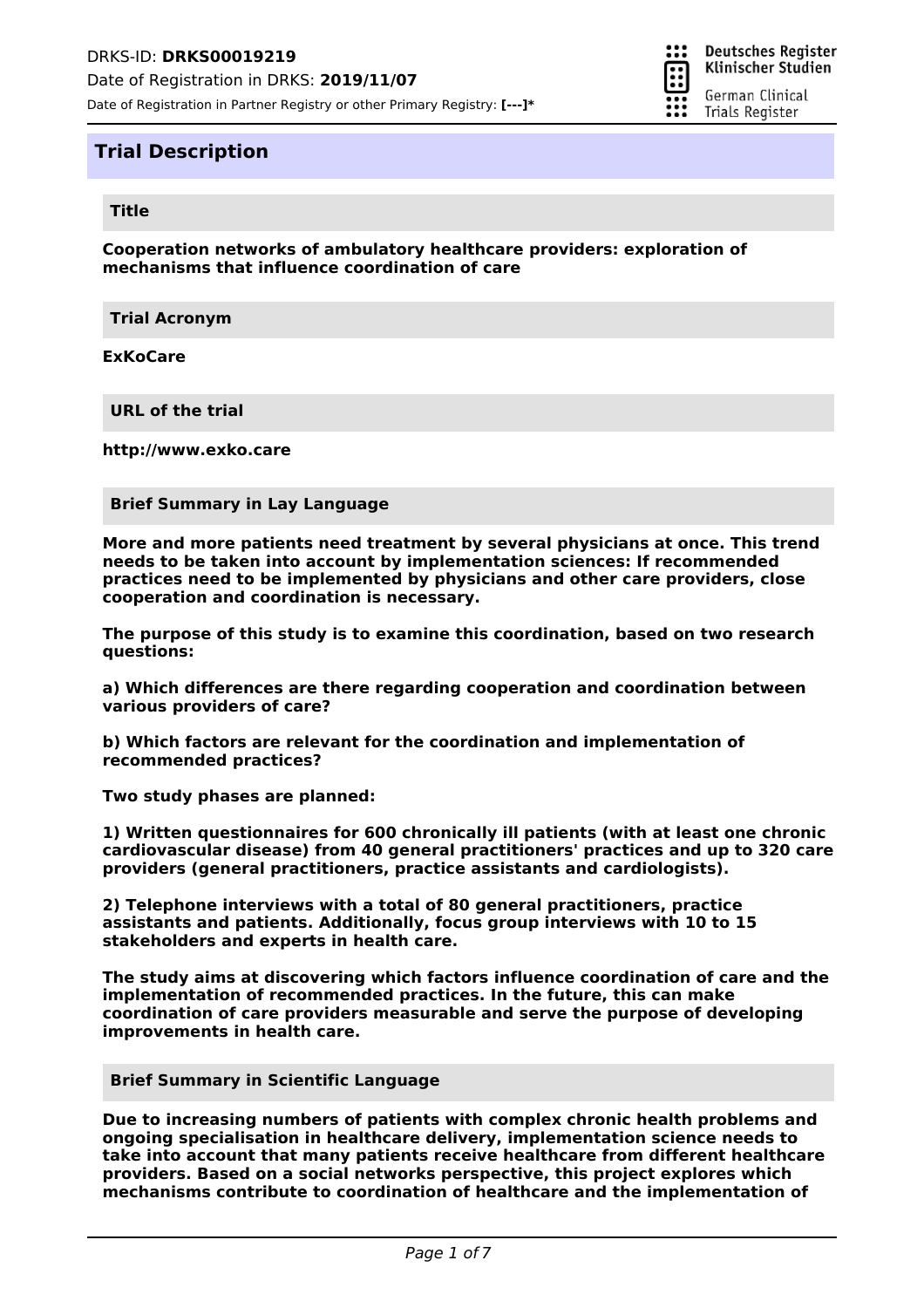DRKS-ID: **DRKS00019219**

Date of Registration in DRKS: **2019/11/07**

Date of Registration in Partner Registry or other Primary Registry: **[---]***

Deutsches Register Klinischer Studien

German Clinical Trials Register

# Trial Description

## Title

**Cooperation networks of ambulatory healthcare providers: exploration of mechanisms that influence coordination of care**

## Trial Acronym

**ExKoCare**

## URL of the trial

**http://www.exko.care**

## Brief Summary in Lay Language

**More and more patients need treatment by several physicians at once. This trend needs to be taken into account by implementation sciences: If recommended practices need to be implemented by physicians and other care providers, close cooperation and coordination is necessary.**

**The purpose of this study is to examine this coordination, based on two research questions:**

**a) Which differences are there regarding cooperation and coordination between various providers of care?**

**b) Which factors are relevant for the coordination and implementation of recommended practices?**

**Two study phases are planned:**

**1) Written questionnaires for 600 chronically ill patients (with at least one chronic cardiovascular disease) from 40 general practitioners' practices and up to 320 care providers (general practitioners, practice assistants and cardiologists).**

**2) Telephone interviews with a total of 80 general practitioners, practice assistants and patients. Additionally, focus group interviews with 10 to 15 stakeholders and experts in health care.**

**The study aims at discovering which factors influence coordination of care and the implementation of recommended practices. In the future, this can make coordination of care providers measurable and serve the purpose of developing improvements in health care.**

## Brief Summary in Scientific Language

**Due to increasing numbers of patients with complex chronic health problems and ongoing specialisation in healthcare delivery, implementation science needs to take into account that many patients receive healthcare from different healthcare providers. Based on a social networks perspective, this project explores which mechanisms contribute to coordination of healthcare and the implementation of**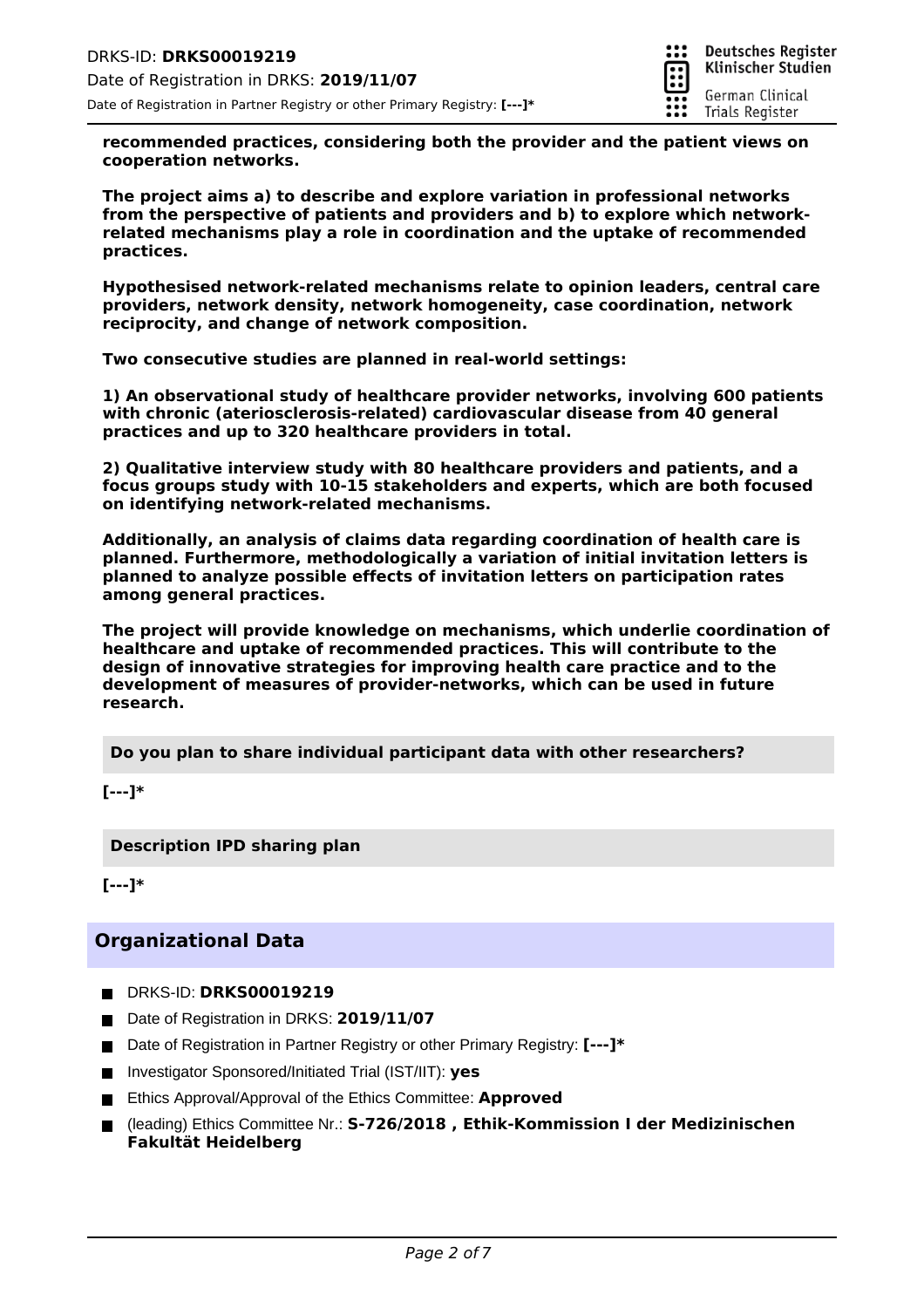**recommended practices, considering both the provider and the patient views on cooperation networks.**

**The project aims a) to describe and explore variation in professional networks from the perspective of patients and providers and b) to explore which network-related mechanisms play a role in coordination and the uptake of recommended practices.**

**Hypothesised network-related mechanisms relate to opinion leaders, central care providers, network density, network homogeneity, case coordination, network reciprocity, and change of network composition.**

**Two consecutive studies are planned in real-world settings:**

**1) An observational study of healthcare provider networks, involving 600 patients with chronic (ateriosclerosis-related) cardiovascular disease from 40 general practices and up to 320 healthcare providers in total.**

**2) Qualitative interview study with 80 healthcare providers and patients, and a focus groups study with 10-15 stakeholders and experts, which are both focused on identifying network-related mechanisms.**

**Additionally, an analysis of claims data regarding coordination of health care is planned. Furthermore, methodologically a variation of initial invitation letters is planned to analyze possible effects of invitation letters on participation rates among general practices.**

**The project will provide knowledge on mechanisms, which underlie coordination of healthcare and uptake of recommended practices. This will contribute to the design of innovative strategies for improving health care practice and to the development of measures of provider-networks, which can be used in future research.**

**Do you plan to share individual participant data with other researchers?**

**[---]***

**Description IPD sharing plan**

**[---]***

## Organizational Data

- DRKS-ID: **DRKS00019219**
- Date of Registration in DRKS: **2019/11/07**
- Date of Registration in Partner Registry or other Primary Registry: **[---]***
- Investigator Sponsored/Initiated Trial (IST/IIT): **yes**
- Ethics Approval/Approval of the Ethics Committee: **Approved**
- (leading) Ethics Committee Nr.: **S-726/2018 , Ethik-Kommission I der Medizinischen Fakultät Heidelberg**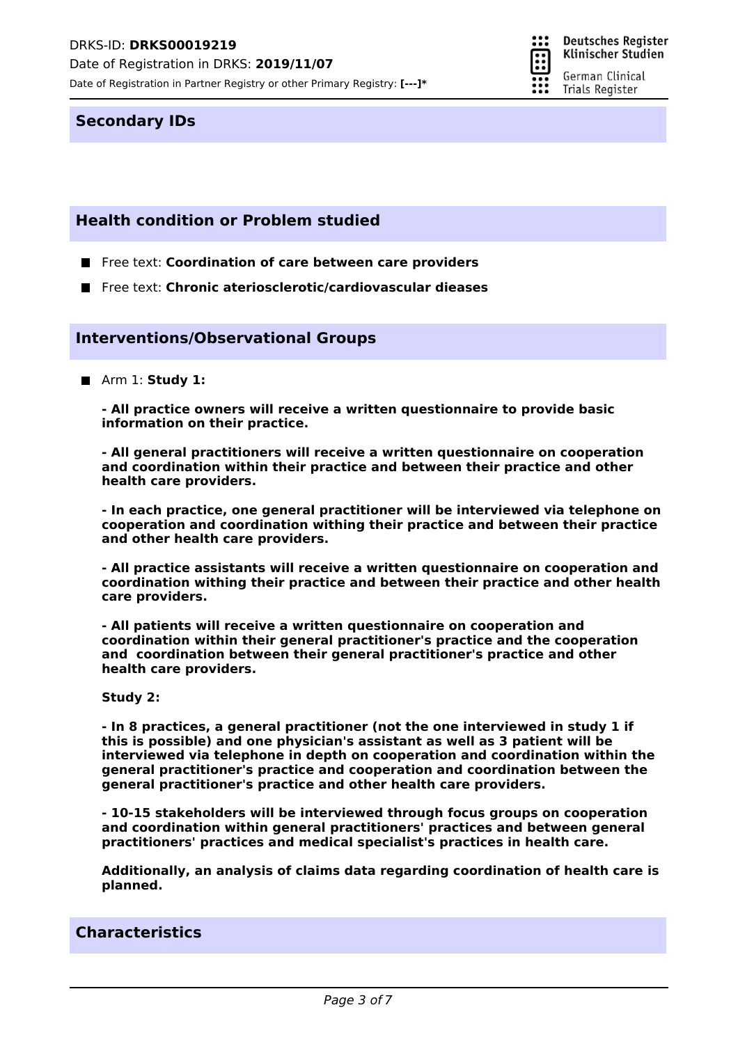## Secondary IDs

## Health condition or Problem studied

- Free text: **Coordination of care between care providers**
- Free text: **Chronic aterioscIerotic/cardiovascular dieases**

## Interventions/Observational Groups

- Arm 1: **Study 1:**

  **- All practice owners will receive a written questionnaire to provide basic information on their practice.**

  **- All general practitioners will receive a written questionnaire on cooperation and coordination within their practice and between their practice and other health care providers.**

  **- In each practice, one general practitioner will be interviewed via telephone on cooperation and coordination withing their practice and between their practice and other health care providers.**

  **- All practice assistants will receive a written questionnaire on cooperation and coordination withing their practice and between their practice and other health care providers.**

  **- All patients will receive a written questionnaire on cooperation and coordination within their general practitioner's practice and the cooperation and coordination between their general practitioner's practice and other health care providers.**

  **Study 2:**

  **- In 8 practices, a general practitioner (not the one interviewed in study 1 if this is possible) and one physician's assistant as well as 3 patient will be interviewed via telephone in depth on cooperation and coordination within the general practitioner's practice and cooperation and coordination between the general practitioner's practice and other health care providers.**

  **- 10-15 stakeholders will be interviewed through focus groups on cooperation and coordination within general practitioners' practices and between general practitioners' practices and medical specialist's practices in health care.**

  **Additionally, an analysis of claims data regarding coordination of health care is planned.**

## Characteristics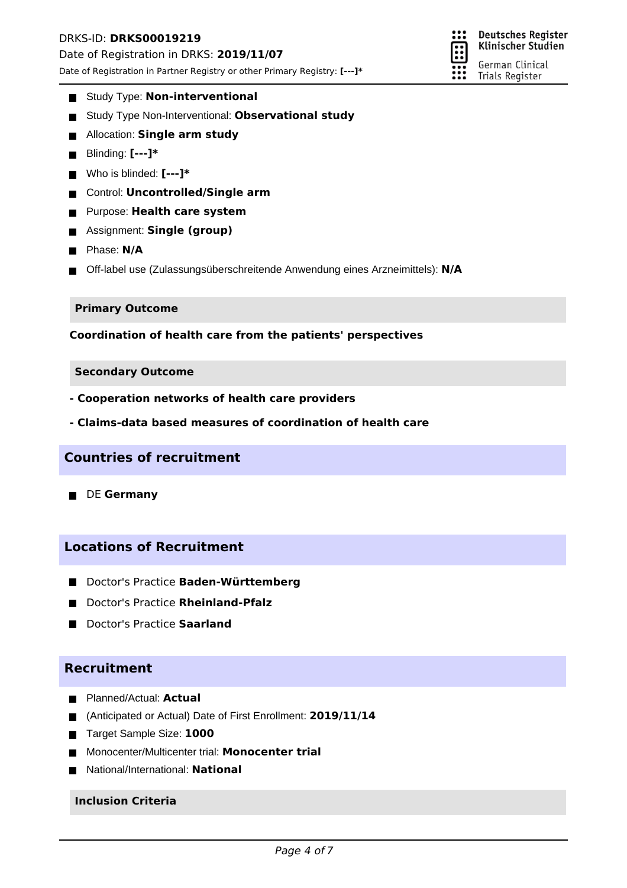- Study Type: **Non-interventional**
- Study Type Non-Interventional: **Observational study**
- Allocation: **Single arm study**
- Blinding: **[---]***
- Who is blinded: **[---]***
- Control: **Uncontrolled/Single arm**
- Purpose: **Health care system**
- Assignment: **Single (group)**
- Phase: **N/A**
- Off-label use (Zulassungsüberschreitende Anwendung eines Arzneimittels): **N/A**

### Primary Outcome

**Coordination of health care from the patients' perspectives**

### Secondary Outcome

**- Cooperation networks of health care providers**

**- Claims-data based measures of coordination of health care**

## Countries of recruitment

- DE **Germany**

## Locations of Recruitment

- Doctor's Practice **Baden-Württemberg**
- Doctor's Practice **Rheinland-Pfalz**
- Doctor's Practice **Saarland**

## Recruitment

- Planned/Actual: **Actual**
- (Anticipated or Actual) Date of First Enrollment: **2019/11/14**
- Target Sample Size: **1000**
- Monocenter/Multicenter trial: **Monocenter trial**
- National/International: **National**

### Inclusion Criteria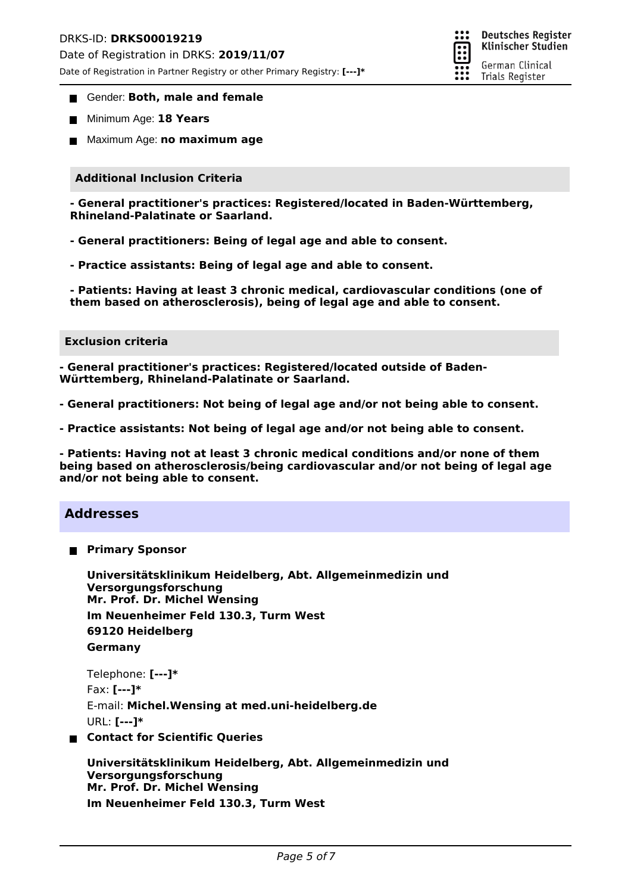- Gender: **Both, male and female**
- Minimum Age: **18 Years**
- Maximum Age: **no maximum age**

### Additional Inclusion Criteria

**- General practitioner's practices: Registered/located in Baden-Württemberg, Rhineland-Palatinate or Saarland.**

**- General practitioners: Being of legal age and able to consent.**

**- Practice assistants: Being of legal age and able to consent.**

**- Patients: Having at least 3 chronic medical, cardiovascular conditions (one of them based on atherosclerosis), being of legal age and able to consent.**

### Exclusion criteria

**- General practitioner's practices: Registered/located outside of Baden-Württemberg, Rhineland-Palatinate or Saarland.**

**- General practitioners: Not being of legal age and/or not being able to consent.**

**- Practice assistants: Not being of legal age and/or not being able to consent.**

**- Patients: Having not at least 3 chronic medical conditions and/or none of them being based on atherosclerosis/being cardiovascular and/or not being of legal age and/or not being able to consent.**

## Addresses

- **Primary Sponsor**

  **Universitätsklinikum Heidelberg, Abt. Allgemeinmedizin und Versorgungsforschung**
  **Mr. Prof. Dr. Michel Wensing**
  **Im Neuenheimer Feld 130.3, Turm West**
  **69120 Heidelberg**
  **Germany**

  Telephone: **[---]***
  Fax: **[---]***
  E-mail: **Michel.Wensing at med.uni-heidelberg.de**
  URL: **[---]***

- **Contact for Scientific Queries**

  **Universitätsklinikum Heidelberg, Abt. Allgemeinmedizin und Versorgungsforschung**
  **Mr. Prof. Dr. Michel Wensing**
  **Im Neuenheimer Feld 130.3, Turm West**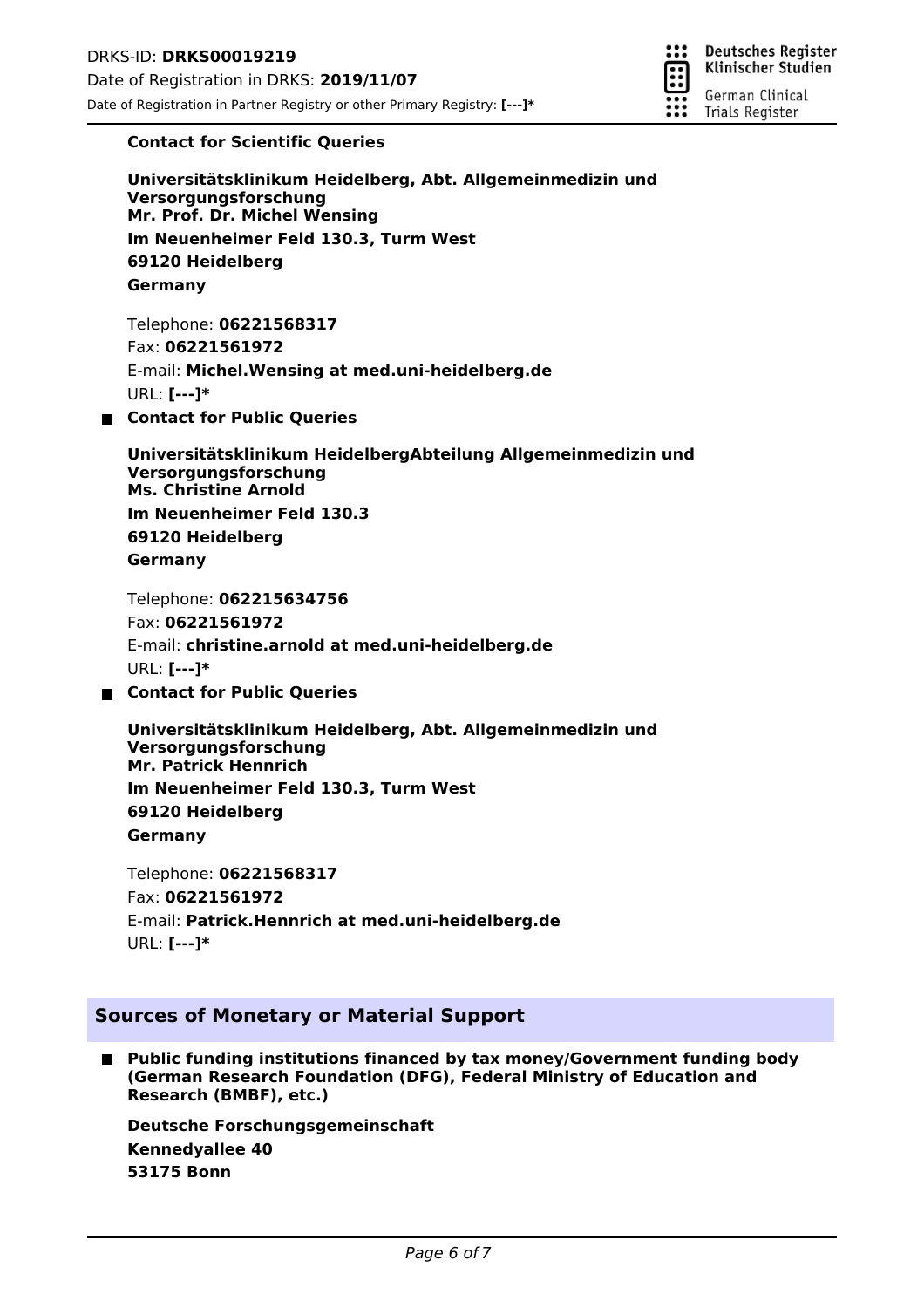- **Contact for Scientific Queries**

  **Universitätsklinikum Heidelberg, Abt. Allgemeinmedizin und Versorgungsforschung**
  **Mr. Prof. Dr. Michel Wensing**
  **Im Neuenheimer Feld 130.3, Turm West**
  **69120 Heidelberg**
  **Germany**

  Telephone: **06221568317**
  Fax: **06221561972**
  E-mail: **Michel.Wensing at med.uni-heidelberg.de**
  URL: **[---]***

- **Contact for Public Queries**

  **Universitätsklinikum HeidelbergAbteilung Allgemeinmedizin und Versorgungsforschung**
  **Ms. Christine Arnold**
  **Im Neuenheimer Feld 130.3**
  **69120 Heidelberg**
  **Germany**

  Telephone: **062215634756**
  Fax: **06221561972**
  E-mail: **christine.arnold at med.uni-heidelberg.de**
  URL: **[---]***

- **Contact for Public Queries**

  **Universitätsklinikum Heidelberg, Abt. Allgemeinmedizin und Versorgungsforschung**
  **Mr. Patrick Hennrich**
  **Im Neuenheimer Feld 130.3, Turm West**
  **69120 Heidelberg**
  **Germany**

  Telephone: **06221568317**
  Fax: **06221561972**
  E-mail: **Patrick.Hennrich at med.uni-heidelberg.de**
  URL: **[---]***

## Sources of Monetary or Material Support

- **Public funding institutions financed by tax money/Government funding body (German Research Foundation (DFG), Federal Ministry of Education and Research (BMBF), etc.)**

  **Deutsche Forschungsgemeinschaft**
  **Kennedyallee 40**
  **53175 Bonn**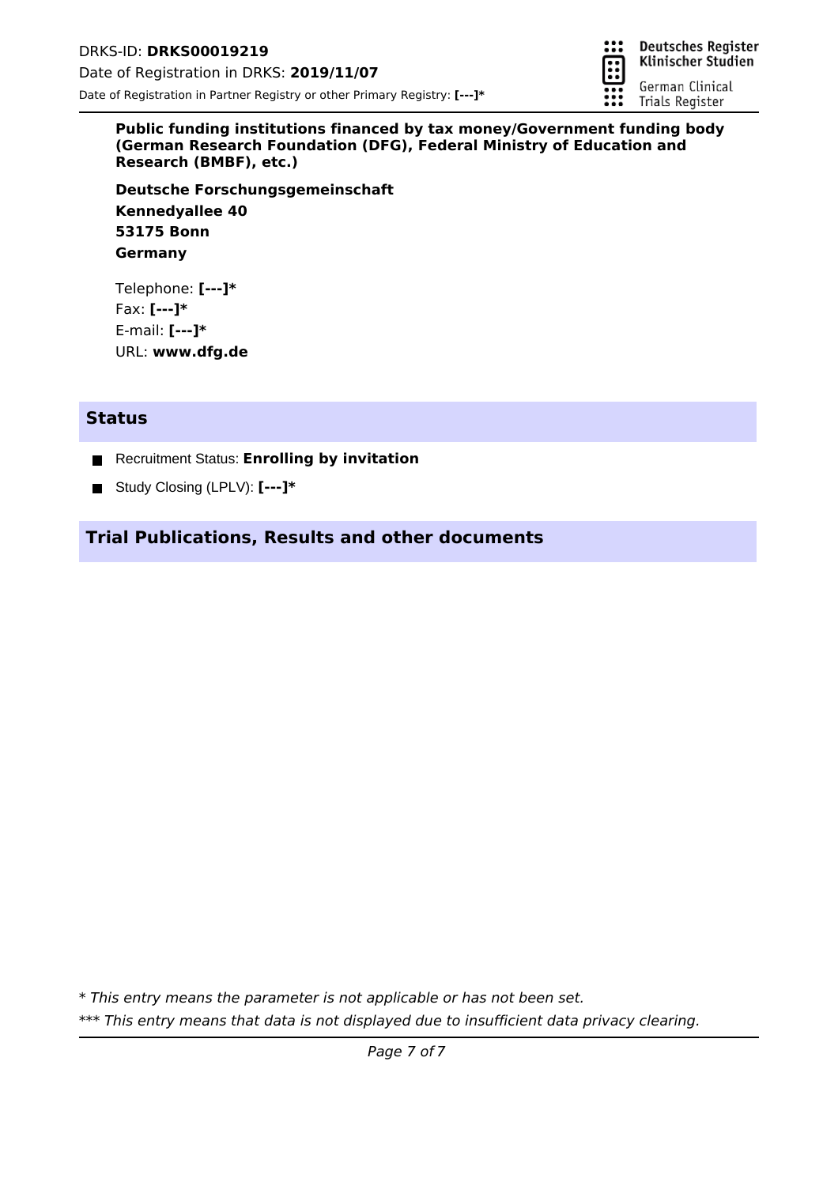**Public funding institutions financed by tax money/Government funding body (German Research Foundation (DFG), Federal Ministry of Education and Research (BMBF), etc.)**

**Deutsche Forschungsgemeinschaft**
**Kennedyallee 40**
**53175 Bonn**
**Germany**

Telephone: **[---]***
Fax: **[---]***
E-mail: **[---]***
URL: **www.dfg.de**

## Status

- Recruitment Status: **Enrolling by invitation**
- Study Closing (LPLV): **[---]***

## Trial Publications, Results and other documents

*\* This entry means the parameter is not applicable or has not been set.*
*\*\*\* This entry means that data is not displayed due to insufficient data privacy clearing.*